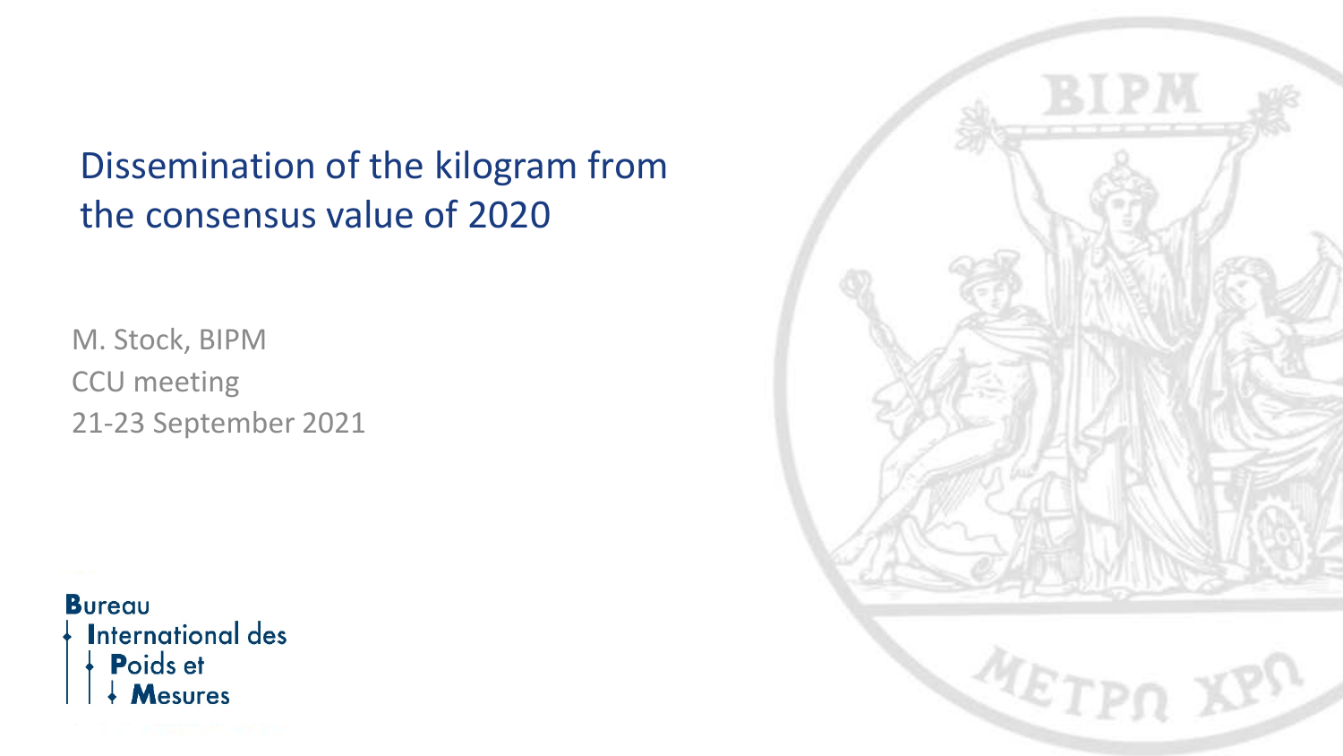# Dissemination of the kilogram from the consensus value of 2020

M. Stock, BIPM

CCU meeting

21-23 September 2021

Bureau International des Poids et Mesures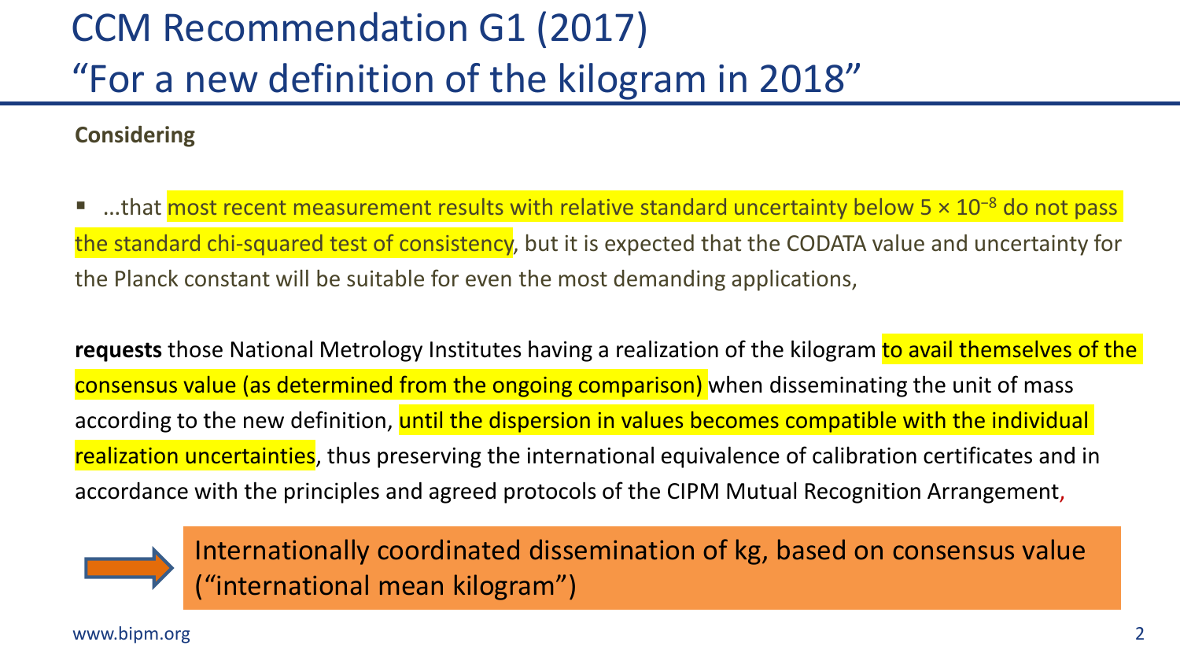# CCM Recommendation G1 (2017)
# "For a new definition of the kilogram in 2018"

**Considering**

- ...that most recent measurement results with relative standard uncertainty below $5 \times 10^{-8}$ do not pass the standard chi-squared test of consistency, but it is expected that the CODATA value and uncertainty for the Planck constant will be suitable for even the most demanding applications,

**requests** those National Metrology Institutes having a realization of the kilogram to avail themselves of the consensus value (as determined from the ongoing comparison) when disseminating the unit of mass according to the new definition, until the dispersion in values becomes compatible with the individual realization uncertainties, thus preserving the international equivalence of calibration certificates and in accordance with the principles and agreed protocols of the CIPM Mutual Recognition Arrangement,

→ Internationally coordinated dissemination of kg, based on consensus value ("international mean kilogram")

www.bipm.org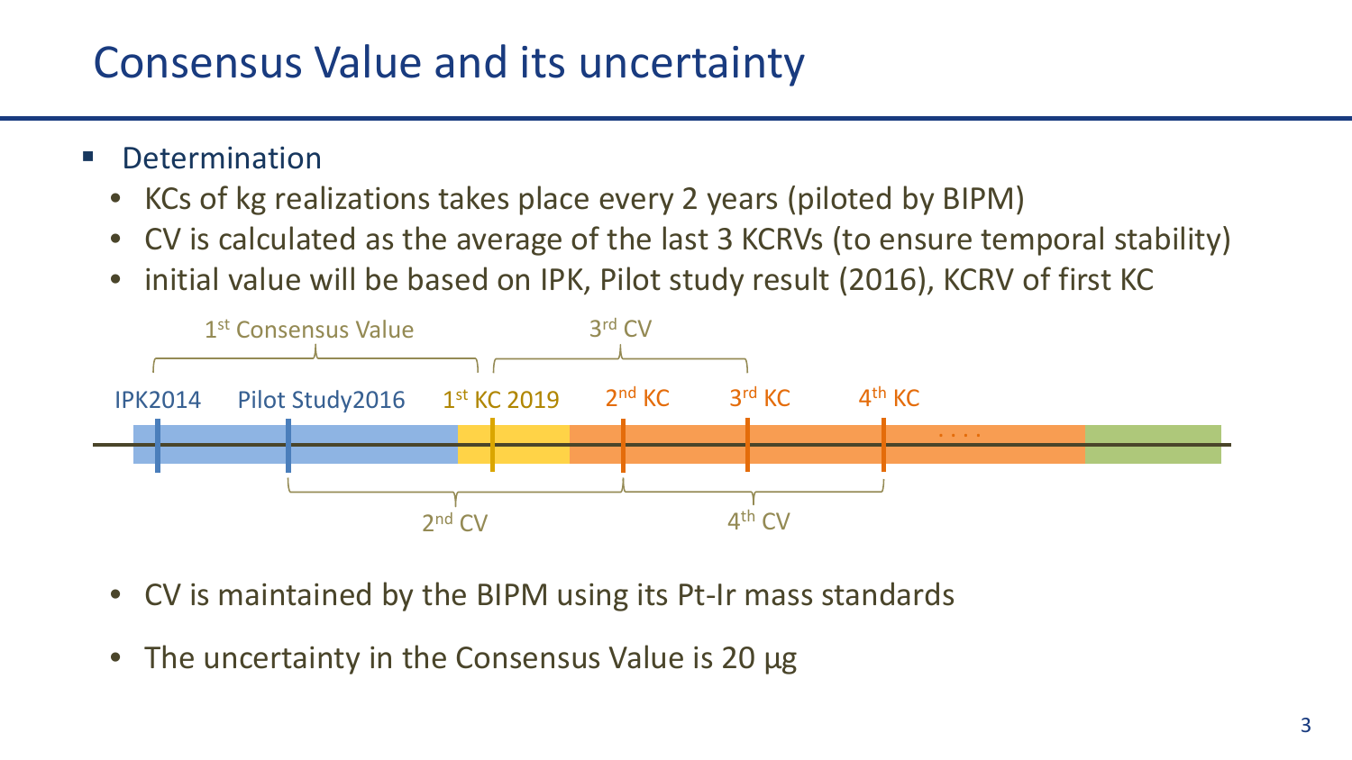# Consensus Value and its uncertainty

- Determination
  - KCs of kg realizations takes place every 2 years (piloted by BIPM)
  - CV is calculated as the average of the last 3 KCRVs (to ensure temporal stability)
  - initial value will be based on IPK, Pilot study result (2016), KCRV of first KC

1st Consensus Value — 3rd CV

IPK2014 — Pilot Study2016 — 1st KC 2019 — 2nd KC — 3rd KC — 4th KC — ....

2nd CV — 4th CV

  - CV is maintained by the BIPM using its Pt-Ir mass standards
  - The uncertainty in the Consensus Value is 20 µg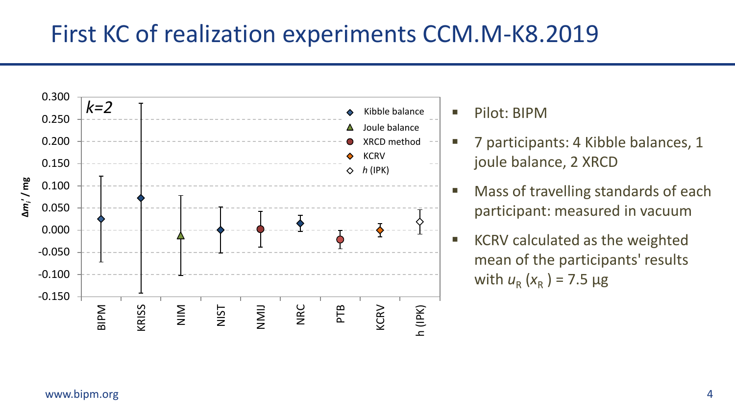# First KC of realization experiments CCM.M-K8.2019

- Pilot: BIPM
- 7 participants: 4 Kibble balances, 1 joule balance, 2 XRCD
- Mass of travelling standards of each participant: measured in vacuum
- KCRV calculated as the weighted mean of the participants' results with $u_R(x_R) = 7.5$ µg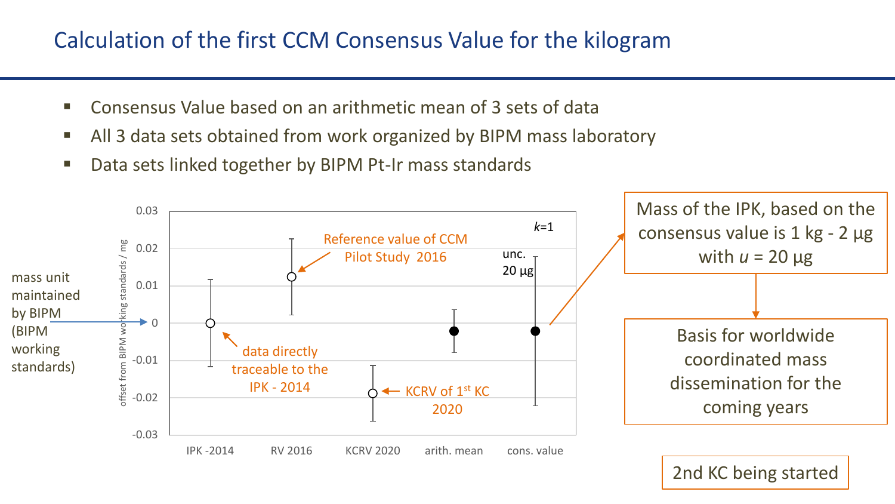# Calculation of the first CCM Consensus Value for the kilogram

- Consensus Value based on an arithmetic mean of 3 sets of data
- All 3 data sets obtained from work organized by BIPM mass laboratory
- Data sets linked together by BIPM Pt-Ir mass standards

mass unit maintained by BIPM (BIPM working standards)

offset from BIPM working standards / mg

0.03
0.02
0.01
0
-0.01
-0.02
-0.03

$k$=1

Reference value of CCM Pilot Study 2016

unc. 20 µg

data directly traceable to the IPK - 2014

KCRV of 1st KC 2020

IPK -2014 | RV 2016 | KCRV 2020 | arith. mean | cons. value

Mass of the IPK, based on the consensus value is 1 kg - 2 µg with $u$ = 20 µg

Basis for worldwide coordinated mass dissemination for the coming years

2nd KC being started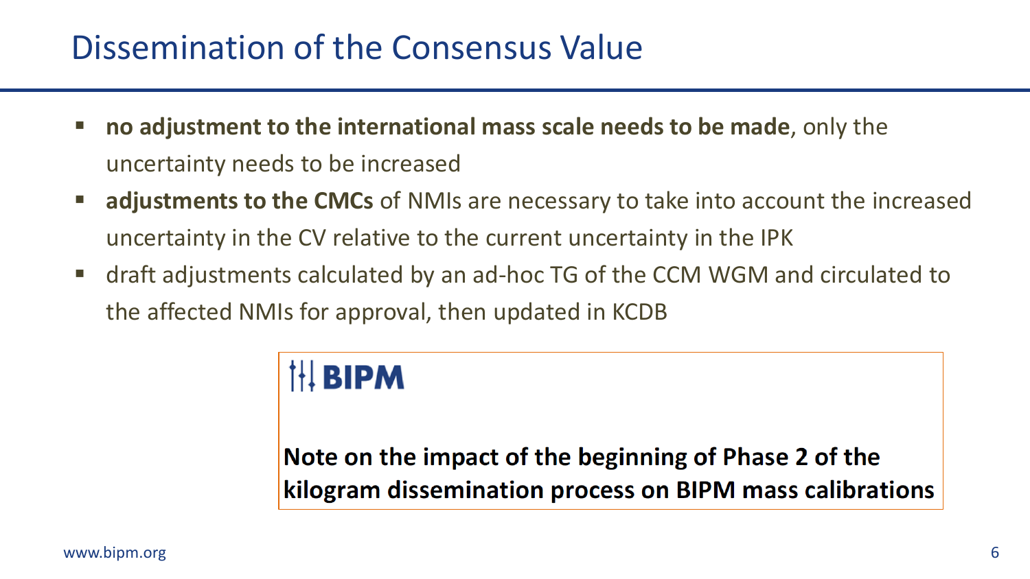# Dissemination of the Consensus Value

- **no adjustment to the international mass scale needs to be made**, only the uncertainty needs to be increased
- **adjustments to the CMCs** of NMIs are necessary to take into account the increased uncertainty in the CV relative to the current uncertainty in the IPK
- draft adjustments calculated by an ad-hoc TG of the CCM WGM and circulated to the affected NMIs for approval, then updated in KCDB

BIPM

**Note on the impact of the beginning of Phase 2 of the kilogram dissemination process on BIPM mass calibrations**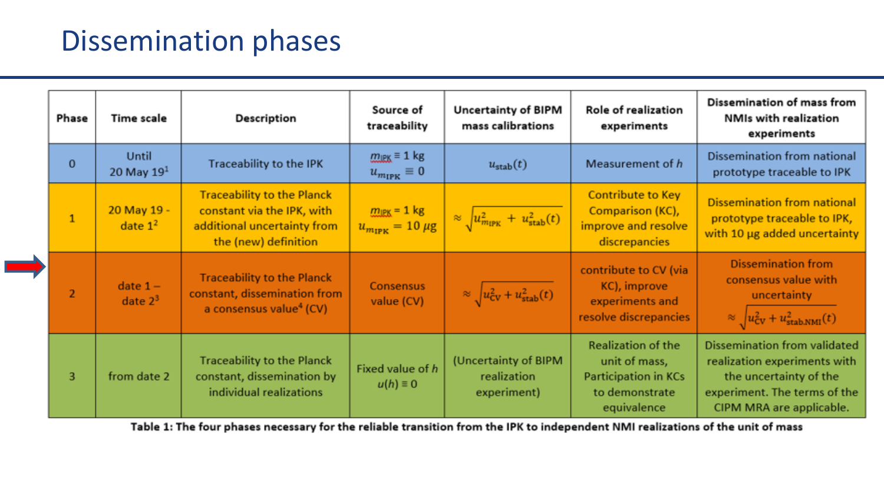# Dissemination phases

| Phase | Time scale | Description | Source of traceability | Uncertainty of BIPM mass calibrations | Role of realization experiments | Dissemination of mass from NMIs with realization experiments |
|---|---|---|---|---|---|---|
| 0 | Until 20 May 19[1] | Traceability to the IPK | $m_{\mathrm{IPK}} \equiv 1$ kg $u_{m_{\mathrm{IPK}}} \equiv 0$ | $u_{\mathrm{stab}}(t)$ | Measurement of $h$ | Dissemination from national prototype traceable to IPK |
| 1 | 20 May 19 - date 1[2] | Traceability to the Planck constant via the IPK, with additional uncertainty from the (new) definition | $m_{\mathrm{IPK}} = 1$ kg $u_{m_{\mathrm{IPK}}} = 10\ \mu$g | $\approx \sqrt{u_{m_{\mathrm{IPK}}}^2 + u_{\mathrm{stab}}^2(t)}$ | Contribute to Key Comparison (KC), improve and resolve discrepancies | Dissemination from national prototype traceable to IPK, with 10 µg added uncertainty |
| 2 | date 1 – date 2[3] | Traceability to the Planck constant, dissemination from a consensus value[4] (CV) | Consensus value (CV) | $\approx \sqrt{u_{\mathrm{CV}}^2 + u_{\mathrm{stab}}^2(t)}$ | contribute to CV (via KC), improve experiments and resolve discrepancies | Dissemination from consensus value with uncertainty $\approx \sqrt{u_{\mathrm{CV}}^2 + u_{\mathrm{stab.NMI}}^2(t)}$ |
| 3 | from date 2 | Traceability to the Planck constant, dissemination by individual realizations | Fixed value of $h$ $u(h) \equiv 0$ | (Uncertainty of BIPM realization experiment) | Realization of the unit of mass, Participation in KCs to demonstrate equivalence | Dissemination from validated realization experiments with the uncertainty of the experiment. The terms of the CIPM MRA are applicable. |

**Table 1: The four phases necessary for the reliable transition from the IPK to independent NMI realizations of the unit of mass**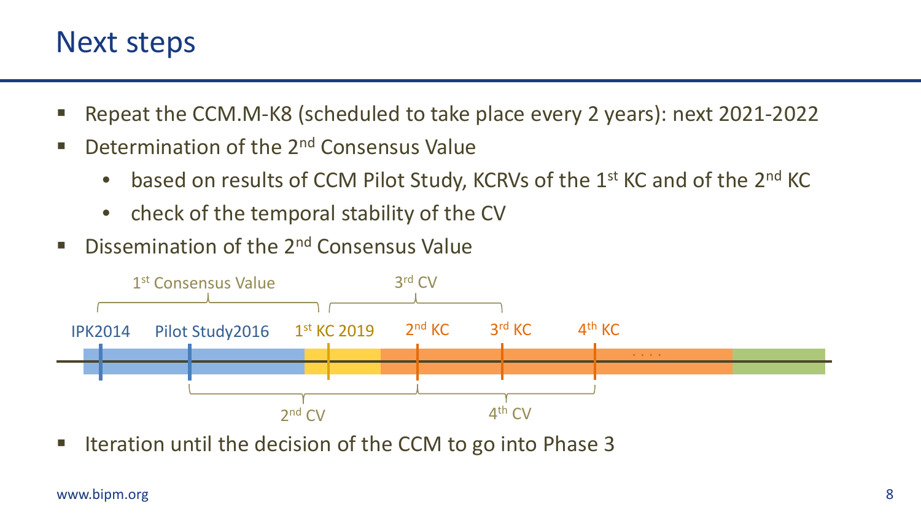# Next steps

- Repeat the CCM.M-K8 (scheduled to take place every 2 years): next 2021-2022
- Determination of the 2nd Consensus Value
  - based on results of CCM Pilot Study, KCRVs of the 1st KC and of the 2nd KC
  - check of the temporal stability of the CV
- Dissemination of the 2nd Consensus Value

1st Consensus Value

3rd CV

IPK2014

Pilot Study2016

1st KC 2019

2nd KC

3rd KC

4th KC

2nd CV

4th CV

- Iteration until the decision of the CCM to go into Phase 3

www.bipm.org